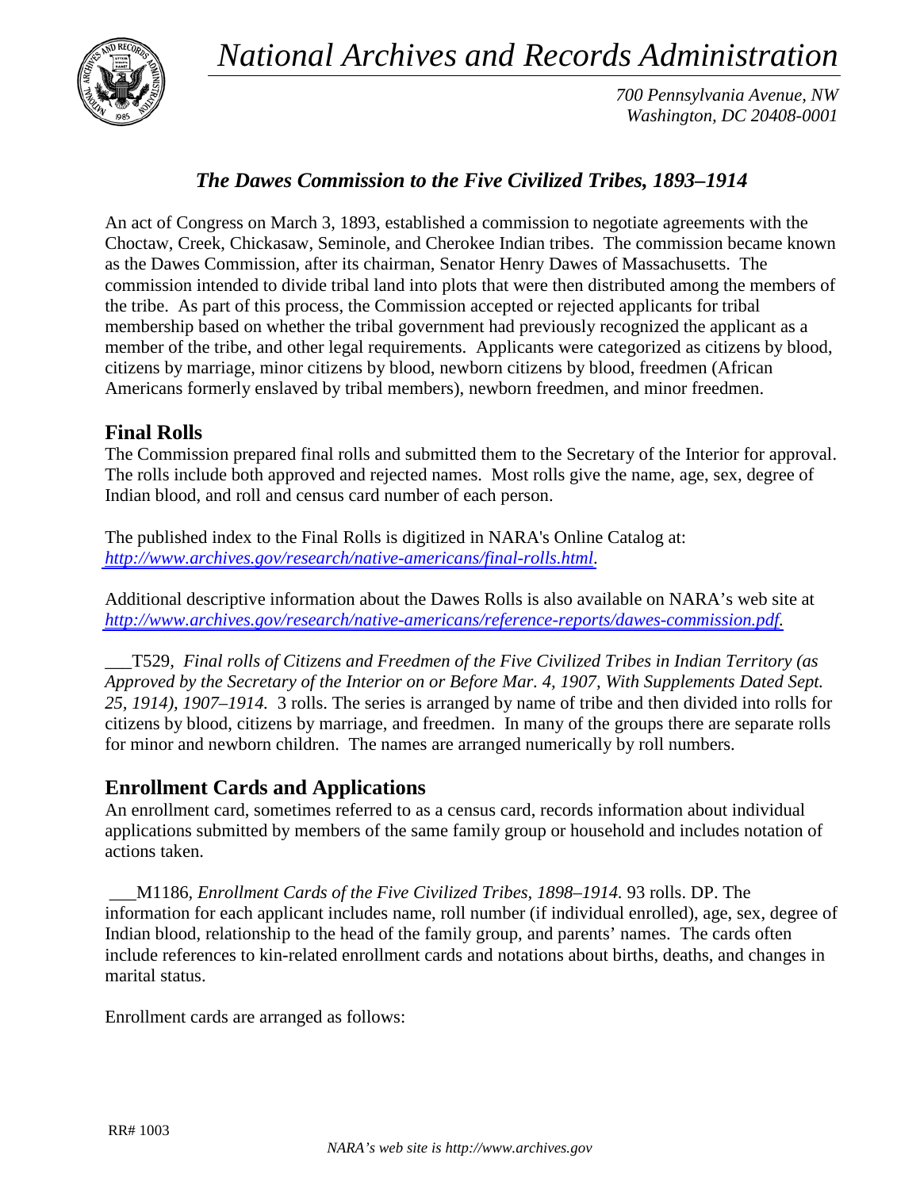# National Archives and Records Administration

*700 Pennsylvania Avenue, NW*
*Washington, DC 20408-0001*

## *The Dawes Commission to the Five Civilized Tribes, 1893–1914*

An act of Congress on March 3, 1893, established a commission to negotiate agreements with the Choctaw, Creek, Chickasaw, Seminole, and Cherokee Indian tribes. The commission became known as the Dawes Commission, after its chairman, Senator Henry Dawes of Massachusetts. The commission intended to divide tribal land into plots that were then distributed among the members of the tribe. As part of this process, the Commission accepted or rejected applicants for tribal membership based on whether the tribal government had previously recognized the applicant as a member of the tribe, and other legal requirements. Applicants were categorized as citizens by blood, citizens by marriage, minor citizens by blood, newborn citizens by blood, freedmen (African Americans formerly enslaved by tribal members), newborn freedmen, and minor freedmen.

## Final Rolls

The Commission prepared final rolls and submitted them to the Secretary of the Interior for approval. The rolls include both approved and rejected names. Most rolls give the name, age, sex, degree of Indian blood, and roll and census card number of each person.

The published index to the Final Rolls is digitized in NARA's Online Catalog at: *http://www.archives.gov/research/native-americans/final-rolls.html*.

Additional descriptive information about the Dawes Rolls is also available on NARA's web site at *http://www.archives.gov/research/native-americans/reference-reports/dawes-commission.pdf*.

___T529, *Final rolls of Citizens and Freedmen of the Five Civilized Tribes in Indian Territory (as Approved by the Secretary of the Interior on or Before Mar. 4, 1907, With Supplements Dated Sept. 25, 1914), 1907–1914.* 3 rolls. The series is arranged by name of tribe and then divided into rolls for citizens by blood, citizens by marriage, and freedmen. In many of the groups there are separate rolls for minor and newborn children. The names are arranged numerically by roll numbers.

## Enrollment Cards and Applications

An enrollment card, sometimes referred to as a census card, records information about individual applications submitted by members of the same family group or household and includes notation of actions taken.

___M1186, *Enrollment Cards of the Five Civilized Tribes, 1898–1914.* 93 rolls. DP. The information for each applicant includes name, roll number (if individual enrolled), age, sex, degree of Indian blood, relationship to the head of the family group, and parents' names. The cards often include references to kin-related enrollment cards and notations about births, deaths, and changes in marital status.

Enrollment cards are arranged as follows: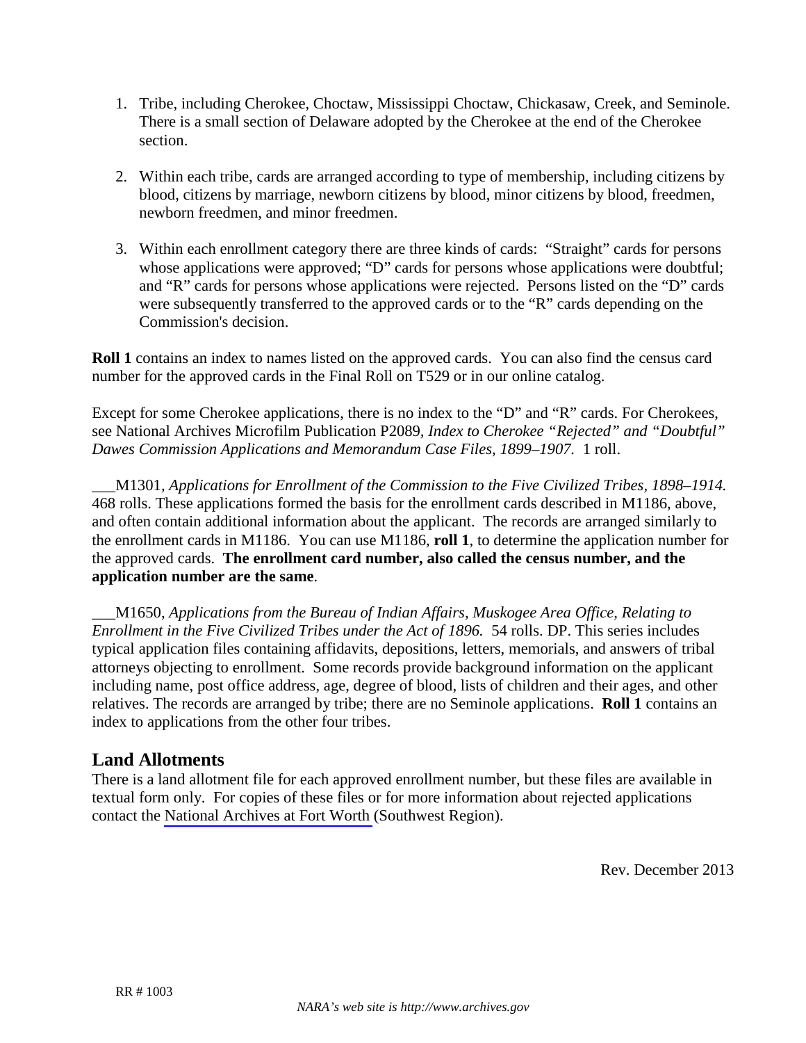1. Tribe, including Cherokee, Choctaw, Mississippi Choctaw, Chickasaw, Creek, and Seminole. There is a small section of Delaware adopted by the Cherokee at the end of the Cherokee section.

2. Within each tribe, cards are arranged according to type of membership, including citizens by blood, citizens by marriage, newborn citizens by blood, minor citizens by blood, freedmen, newborn freedmen, and minor freedmen.

3. Within each enrollment category there are three kinds of cards: "Straight" cards for persons whose applications were approved; "D" cards for persons whose applications were doubtful; and "R" cards for persons whose applications were rejected. Persons listed on the "D" cards were subsequently transferred to the approved cards or to the "R" cards depending on the Commission's decision.

**Roll 1** contains an index to names listed on the approved cards. You can also find the census card number for the approved cards in the Final Roll on T529 or in our online catalog.

Except for some Cherokee applications, there is no index to the "D" and "R" cards. For Cherokees, see National Archives Microfilm Publication P2089, *Index to Cherokee "Rejected" and "Doubtful" Dawes Commission Applications and Memorandum Case Files, 1899–1907.* 1 roll.

___M1301, *Applications for Enrollment of the Commission to the Five Civilized Tribes, 1898–1914.* 468 rolls. These applications formed the basis for the enrollment cards described in M1186, above, and often contain additional information about the applicant. The records are arranged similarly to the enrollment cards in M1186. You can use M1186, **roll 1**, to determine the application number for the approved cards. **The enrollment card number, also called the census number, and the application number are the same**.

___M1650, *Applications from the Bureau of Indian Affairs, Muskogee Area Office, Relating to Enrollment in the Five Civilized Tribes under the Act of 1896.* 54 rolls. DP. This series includes typical application files containing affidavits, depositions, letters, memorials, and answers of tribal attorneys objecting to enrollment. Some records provide background information on the applicant including name, post office address, age, degree of blood, lists of children and their ages, and other relatives. The records are arranged by tribe; there are no Seminole applications. **Roll 1** contains an index to applications from the other four tribes.

## Land Allotments

There is a land allotment file for each approved enrollment number, but these files are available in textual form only. For copies of these files or for more information about rejected applications contact the National Archives at Fort Worth (Southwest Region).

Rev. December 2013

RR # 1003